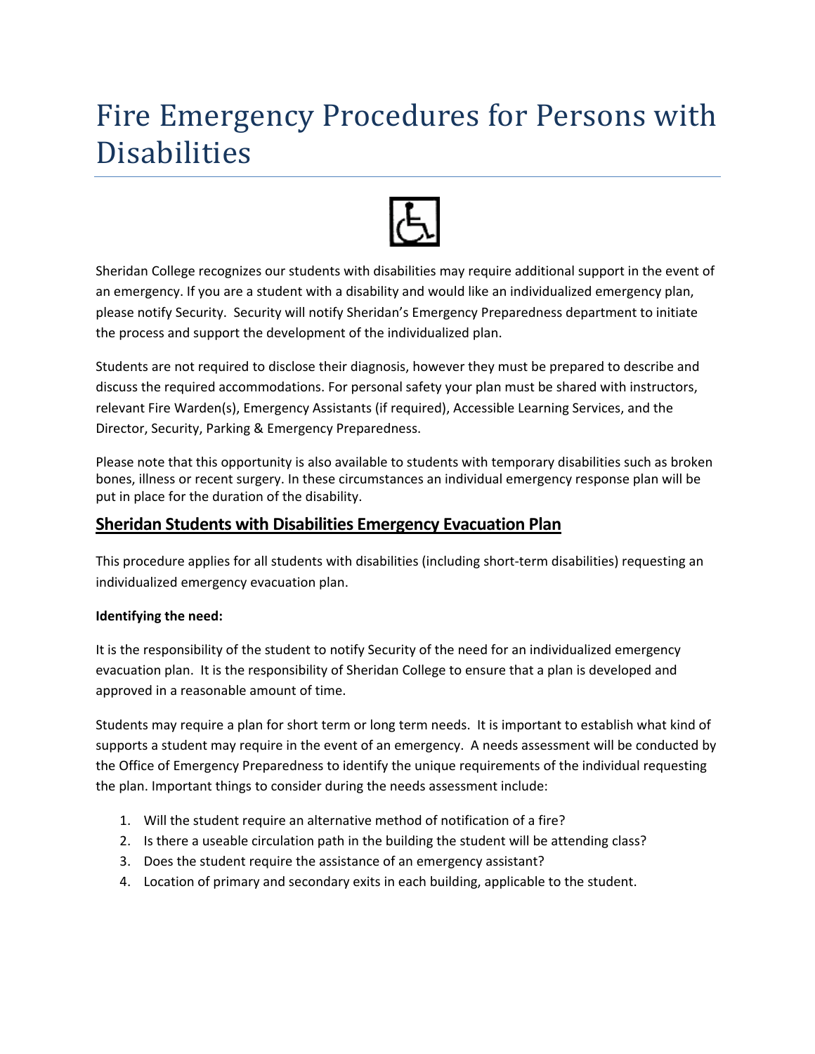# Fire Emergency Procedures for Persons with Disabilities

Sheridan College recognizes our students with disabilities may require additional support in the event of an emergency. If you are a student with a disability and would like an individualized emergency plan, please notify Security. Security will notify Sheridan's Emergency Preparedness department to initiate the process and support the development of the individualized plan.

Students are not required to disclose their diagnosis, however they must be prepared to describe and discuss the required accommodations. For personal safety your plan must be shared with instructors, relevant Fire Warden(s), Emergency Assistants (if required), Accessible Learning Services, and the Director, Security, Parking & Emergency Preparedness.

Please note that this opportunity is also available to students with temporary disabilities such as broken bones, illness or recent surgery. In these circumstances an individual emergency response plan will be put in place for the duration of the disability.

## Sheridan Students with Disabilities Emergency Evacuation Plan

This procedure applies for all students with disabilities (including short-term disabilities) requesting an individualized emergency evacuation plan.

**Identifying the need:**

It is the responsibility of the student to notify Security of the need for an individualized emergency evacuation plan. It is the responsibility of Sheridan College to ensure that a plan is developed and approved in a reasonable amount of time.

Students may require a plan for short term or long term needs. It is important to establish what kind of supports a student may require in the event of an emergency. A needs assessment will be conducted by the Office of Emergency Preparedness to identify the unique requirements of the individual requesting the plan. Important things to consider during the needs assessment include:

1. Will the student require an alternative method of notification of a fire?
2. Is there a useable circulation path in the building the student will be attending class?
3. Does the student require the assistance of an emergency assistant?
4. Location of primary and secondary exits in each building, applicable to the student.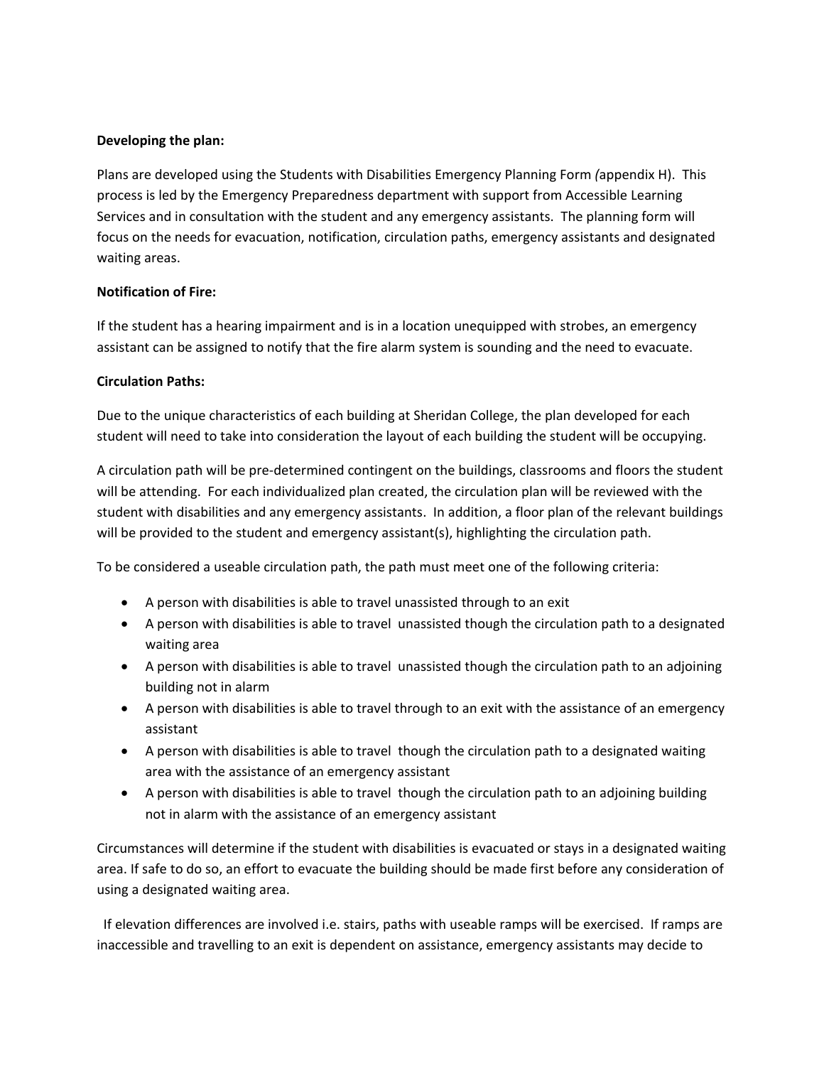**Developing the plan:**

Plans are developed using the Students with Disabilities Emergency Planning Form *(*appendix H). This process is led by the Emergency Preparedness department with support from Accessible Learning Services and in consultation with the student and any emergency assistants. The planning form will focus on the needs for evacuation, notification, circulation paths, emergency assistants and designated waiting areas.

**Notification of Fire:**

If the student has a hearing impairment and is in a location unequipped with strobes, an emergency assistant can be assigned to notify that the fire alarm system is sounding and the need to evacuate.

**Circulation Paths:**

Due to the unique characteristics of each building at Sheridan College, the plan developed for each student will need to take into consideration the layout of each building the student will be occupying.

A circulation path will be pre-determined contingent on the buildings, classrooms and floors the student will be attending. For each individualized plan created, the circulation plan will be reviewed with the student with disabilities and any emergency assistants. In addition, a floor plan of the relevant buildings will be provided to the student and emergency assistant(s), highlighting the circulation path.

To be considered a useable circulation path, the path must meet one of the following criteria:

- A person with disabilities is able to travel unassisted through to an exit
- A person with disabilities is able to travel unassisted though the circulation path to a designated waiting area
- A person with disabilities is able to travel unassisted though the circulation path to an adjoining building not in alarm
- A person with disabilities is able to travel through to an exit with the assistance of an emergency assistant
- A person with disabilities is able to travel though the circulation path to a designated waiting area with the assistance of an emergency assistant
- A person with disabilities is able to travel though the circulation path to an adjoining building not in alarm with the assistance of an emergency assistant

Circumstances will determine if the student with disabilities is evacuated or stays in a designated waiting area. If safe to do so, an effort to evacuate the building should be made first before any consideration of using a designated waiting area.

If elevation differences are involved i.e. stairs, paths with useable ramps will be exercised. If ramps are inaccessible and travelling to an exit is dependent on assistance, emergency assistants may decide to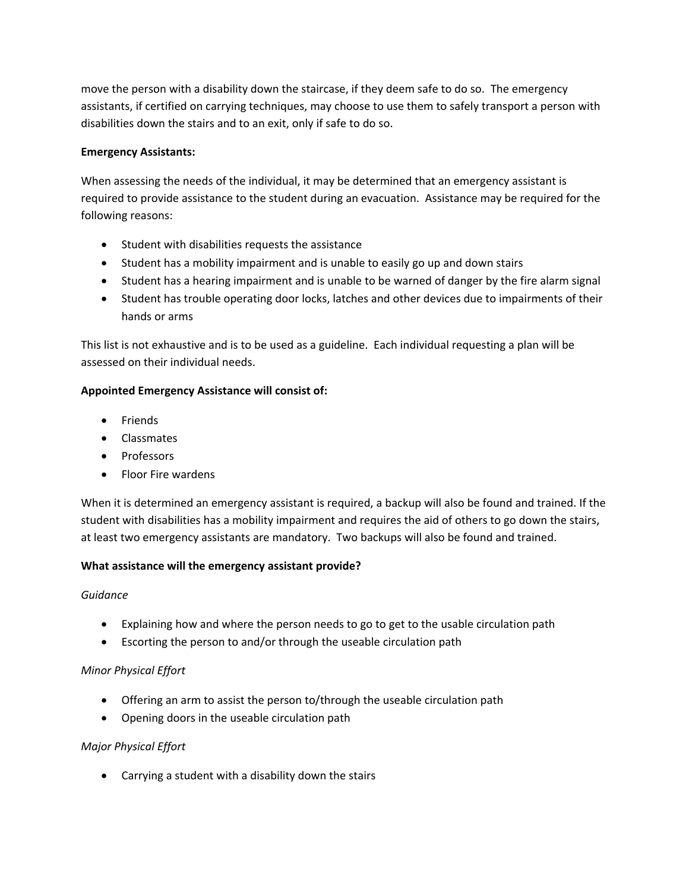move the person with a disability down the staircase, if they deem safe to do so. The emergency assistants, if certified on carrying techniques, may choose to use them to safely transport a person with disabilities down the stairs and to an exit, only if safe to do so.

**Emergency Assistants:**

When assessing the needs of the individual, it may be determined that an emergency assistant is required to provide assistance to the student during an evacuation. Assistance may be required for the following reasons:

- Student with disabilities requests the assistance
- Student has a mobility impairment and is unable to easily go up and down stairs
- Student has a hearing impairment and is unable to be warned of danger by the fire alarm signal
- Student has trouble operating door locks, latches and other devices due to impairments of their hands or arms

This list is not exhaustive and is to be used as a guideline. Each individual requesting a plan will be assessed on their individual needs.

**Appointed Emergency Assistance will consist of:**

- Friends
- Classmates
- Professors
- Floor Fire wardens

When it is determined an emergency assistant is required, a backup will also be found and trained. If the student with disabilities has a mobility impairment and requires the aid of others to go down the stairs, at least two emergency assistants are mandatory. Two backups will also be found and trained.

**What assistance will the emergency assistant provide?**

*Guidance*

- Explaining how and where the person needs to go to get to the usable circulation path
- Escorting the person to and/or through the useable circulation path

*Minor Physical Effort*

- Offering an arm to assist the person to/through the useable circulation path
- Opening doors in the useable circulation path

*Major Physical Effort*

- Carrying a student with a disability down the stairs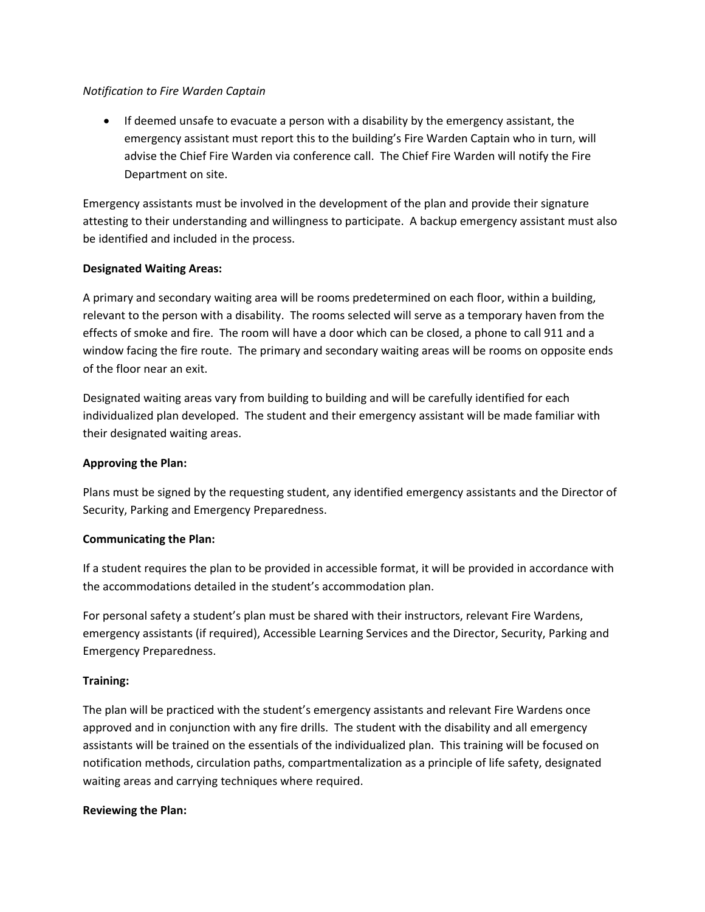*Notification to Fire Warden Captain*

- If deemed unsafe to evacuate a person with a disability by the emergency assistant, the emergency assistant must report this to the building's Fire Warden Captain who in turn, will advise the Chief Fire Warden via conference call. The Chief Fire Warden will notify the Fire Department on site.

Emergency assistants must be involved in the development of the plan and provide their signature attesting to their understanding and willingness to participate. A backup emergency assistant must also be identified and included in the process.

**Designated Waiting Areas:**

A primary and secondary waiting area will be rooms predetermined on each floor, within a building, relevant to the person with a disability. The rooms selected will serve as a temporary haven from the effects of smoke and fire. The room will have a door which can be closed, a phone to call 911 and a window facing the fire route. The primary and secondary waiting areas will be rooms on opposite ends of the floor near an exit.

Designated waiting areas vary from building to building and will be carefully identified for each individualized plan developed. The student and their emergency assistant will be made familiar with their designated waiting areas.

**Approving the Plan:**

Plans must be signed by the requesting student, any identified emergency assistants and the Director of Security, Parking and Emergency Preparedness.

**Communicating the Plan:**

If a student requires the plan to be provided in accessible format, it will be provided in accordance with the accommodations detailed in the student's accommodation plan.

For personal safety a student's plan must be shared with their instructors, relevant Fire Wardens, emergency assistants (if required), Accessible Learning Services and the Director, Security, Parking and Emergency Preparedness.

**Training:**

The plan will be practiced with the student's emergency assistants and relevant Fire Wardens once approved and in conjunction with any fire drills. The student with the disability and all emergency assistants will be trained on the essentials of the individualized plan. This training will be focused on notification methods, circulation paths, compartmentalization as a principle of life safety, designated waiting areas and carrying techniques where required.

**Reviewing the Plan:**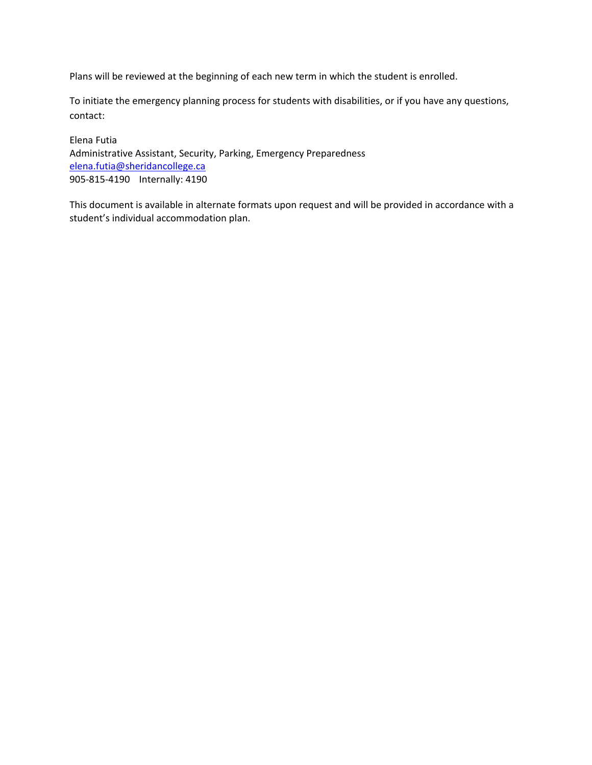Plans will be reviewed at the beginning of each new term in which the student is enrolled.

To initiate the emergency planning process for students with disabilities, or if you have any questions, contact:

Elena Futia
Administrative Assistant, Security, Parking, Emergency Preparedness
elena.futia@sheridancollege.ca
905-815-4190 Internally: 4190

This document is available in alternate formats upon request and will be provided in accordance with a student's individual accommodation plan.